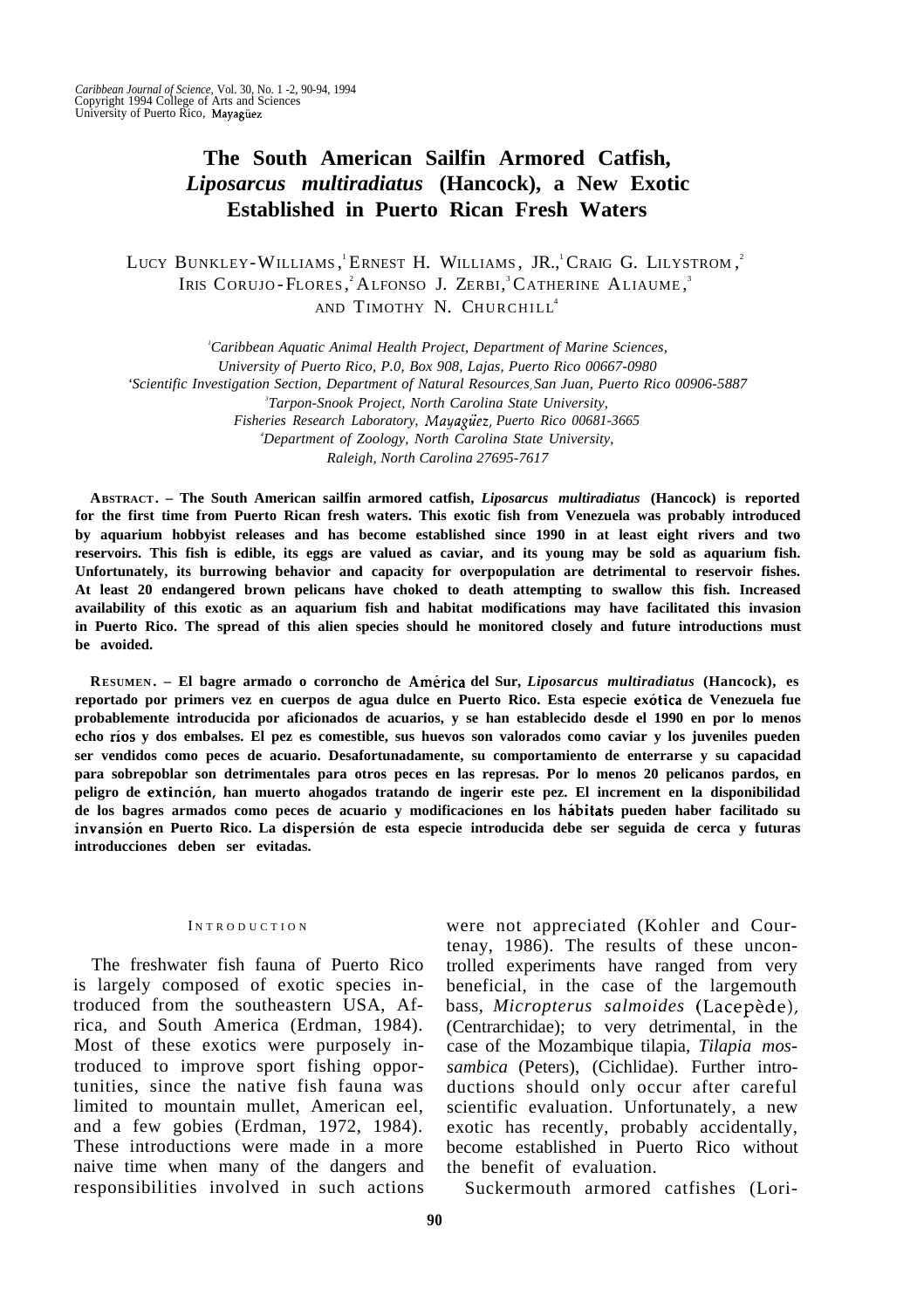# The South American Sailfin Armored Catfish, *Liposarcus multiradiatus* (Hancock), a New Exotic Established in Puerto Rican Fresh Waters

LUCY BUNKLEY-WILLIAMS,[1] ERNEST H. WILLIAMS, JR.,[1] CRAIG G. LILYSTROM,[2] IRIS CORUJO-FLORES,[2] ALFONSO J. ZERBI,[3] CATHERINE ALIAUME,[3] AND TIMOTHY N. CHURCHILL[4]

[1]*Caribbean Aquatic Animal Health Project, Department of Marine Sciences, University of Puerto Rico, P.O, Box 908, Lajas, Puerto Rico 00667-0980*
[2]*Scientific Investigation Section, Department of Natural Resources, San Juan, Puerto Rico 00906-5887*
[3]*Tarpon-Snook Project, North Carolina State University, Fisheries Research Laboratory, Mayagüez, Puerto Rico 00681-3665*
[4]*Department of Zoology, North Carolina State University, Raleigh, North Carolina 27695-7617*

**ABSTRACT. – The South American sailfin armored catfish, *Liposarcus multiradiatus* (Hancock) is reported for the first time from Puerto Rican fresh waters. This exotic fish from Venezuela was probably introduced by aquarium hobbyist releases and has become established since 1990 in at least eight rivers and two reservoirs. This fish is edible, its eggs are valued as caviar, and its young may be sold as aquarium fish. Unfortunately, its burrowing behavior and capacity for overpopulation are detrimental to reservoir fishes. At least 20 endangered brown pelicans have choked to death attempting to swallow this fish. Increased availability of this exotic as an aquarium fish and habitat modifications may have facilitated this invasion in Puerto Rico. The spread of this alien species should he monitored closely and future introductions must be avoided.**

**RESUMEN. – El bagre armado o corroncho de América del Sur, *Liposarcus multiradiatus* (Hancock), es reportado por primers vez en cuerpos de agua dulce en Puerto Rico. Esta especie exótica de Venezuela fue probablemente introducida por aficionados de acuarios, y se han establecido desde el 1990 en por lo menos echo ríos y dos embalses. El pez es comestible, sus huevos son valorados como caviar y los juveniles pueden ser vendidos como peces de acuario. Desafortunadamente, su comportamiento de enterrarse y su capacidad para sobrepoblar son detrimentales para otros peces en las represas. Por lo menos 20 pelicanos pardos, en peligro de extinción, han muerto ahogados tratando de ingerir este pez. El increment en la disponibilidad de los bagres armados como peces de acuario y modificaciones en los hábitats pueden haber facilitado su invasión en Puerto Rico. La dispersión de esta especie introducida debe ser seguida de cerca y futuras introducciones deben ser evitadas.**

## INTRODUCTION

The freshwater fish fauna of Puerto Rico is largely composed of exotic species introduced from the southeastern USA, Africa, and South America (Erdman, 1984). Most of these exotics were purposely introduced to improve sport fishing opportunities, since the native fish fauna was limited to mountain mullet, American eel, and a few gobies (Erdman, 1972, 1984). These introductions were made in a more naive time when many of the dangers and responsibilities involved in such actions were not appreciated (Kohler and Courtenay, 1986). The results of these uncontrolled experiments have ranged from very beneficial, in the case of the largemouth bass, *Micropterus salmoides* (Lacepède), (Centrarchidae); to very detrimental, in the case of the Mozambique tilapia, *Tilapia mossambica* (Peters), (Cichlidae). Further introductions should only occur after careful scientific evaluation. Unfortunately, a new exotic has recently, probably accidentally, become established in Puerto Rico without the benefit of evaluation.

Suckermouth armored catfishes (Lori-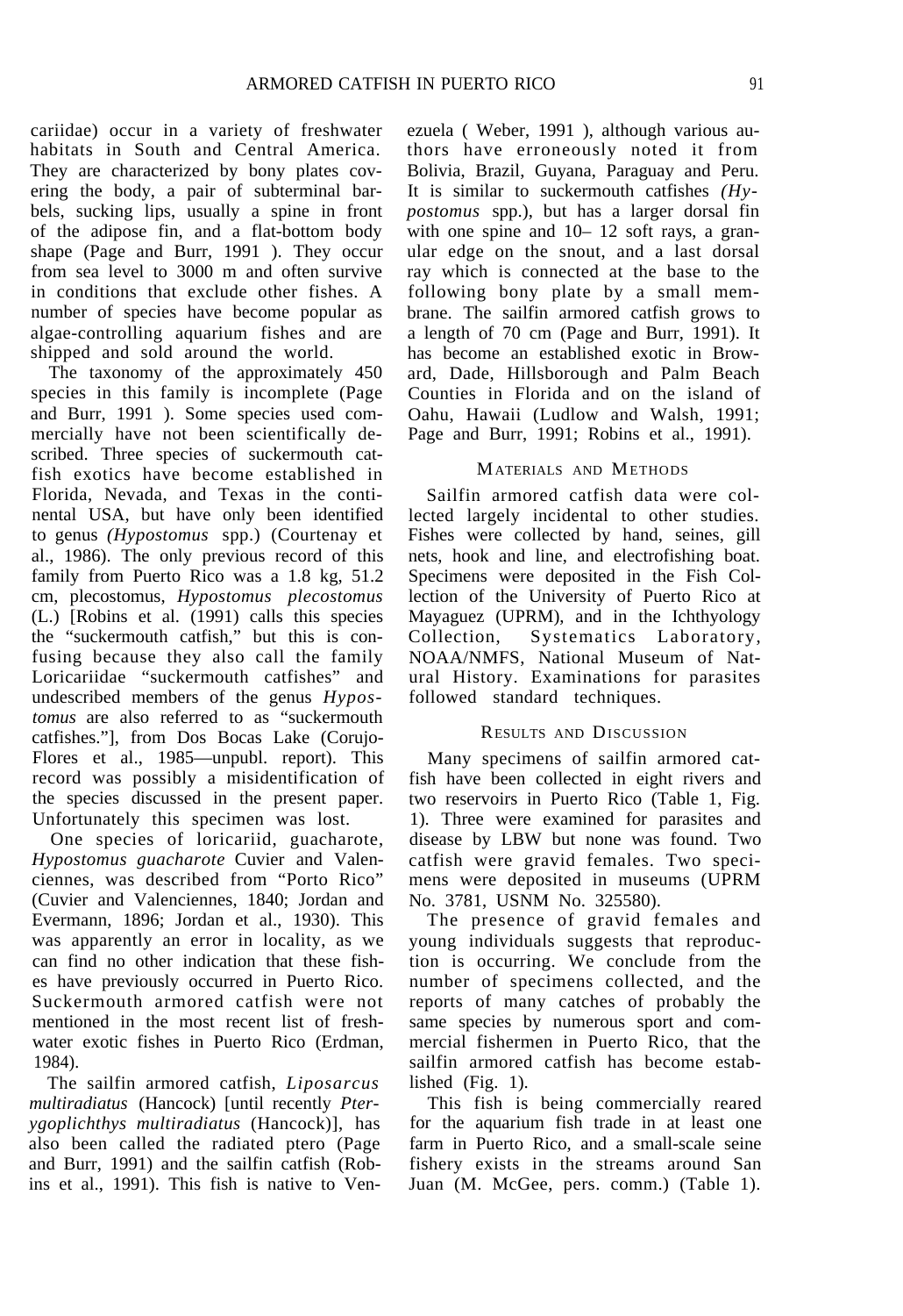cariidae) occur in a variety of freshwater habitats in South and Central America. They are characterized by bony plates covering the body, a pair of subterminal barbels, sucking lips, usually a spine in front of the adipose fin, and a flat-bottom body shape (Page and Burr, 1991 ). They occur from sea level to 3000 m and often survive in conditions that exclude other fishes. A number of species have become popular as algae-controlling aquarium fishes and are shipped and sold around the world.

The taxonomy of the approximately 450 species in this family is incomplete (Page and Burr, 1991 ). Some species used commercially have not been scientifically described. Three species of suckermouth catfish exotics have become established in Florida, Nevada, and Texas in the continental USA, but have only been identified to genus *(Hypostomus* spp.) (Courtenay et al., 1986). The only previous record of this family from Puerto Rico was a 1.8 kg, 51.2 cm, plecostomus, *Hypostomus plecostomus* (L.) [Robins et al. (1991) calls this species the "suckermouth catfish," but this is confusing because they also call the family Loricariidae "suckermouth catfishes" and undescribed members of the genus *Hypostomus* are also referred to as "suckermouth catfishes."], from Dos Bocas Lake (Corujo-Flores et al., 1985—unpubl. report). This record was possibly a misidentification of the species discussed in the present paper. Unfortunately this specimen was lost.

One species of loricariid, guacharote, *Hypostomus guacharote* Cuvier and Valenciennes, was described from "Porto Rico" (Cuvier and Valenciennes, 1840; Jordan and Evermann, 1896; Jordan et al., 1930). This was apparently an error in locality, as we can find no other indication that these fishes have previously occurred in Puerto Rico. Suckermouth armored catfish were not mentioned in the most recent list of freshwater exotic fishes in Puerto Rico (Erdman, 1984).

The sailfin armored catfish, *Liposarcus multiradiatus* (Hancock) [until recently *Pterygoplichthys multiradiatus* (Hancock)], has also been called the radiated ptero (Page and Burr, 1991) and the sailfin catfish (Robins et al., 1991). This fish is native to Venezuela ( Weber, 1991 ), although various authors have erroneously noted it from Bolivia, Brazil, Guyana, Paraguay and Peru. It is similar to suckermouth catfishes *(Hypostomus* spp.), but has a larger dorsal fin with one spine and 10– 12 soft rays, a granular edge on the snout, and a last dorsal ray which is connected at the base to the following bony plate by a small membrane. The sailfin armored catfish grows to a length of 70 cm (Page and Burr, 1991). It has become an established exotic in Broward, Dade, Hillsborough and Palm Beach Counties in Florida and on the island of Oahu, Hawaii (Ludlow and Walsh, 1991; Page and Burr, 1991; Robins et al., 1991).

## Materials and Methods

Sailfin armored catfish data were collected largely incidental to other studies. Fishes were collected by hand, seines, gill nets, hook and line, and electrofishing boat. Specimens were deposited in the Fish Collection of the University of Puerto Rico at Mayaguez (UPRM), and in the Ichthyology Collection, Systematics Laboratory, NOAA/NMFS, National Museum of Natural History. Examinations for parasites followed standard techniques.

## Results and Discussion

Many specimens of sailfin armored catfish have been collected in eight rivers and two reservoirs in Puerto Rico (Table 1, Fig. 1). Three were examined for parasites and disease by LBW but none was found. Two catfish were gravid females. Two specimens were deposited in museums (UPRM No. 3781, USNM No. 325580).

The presence of gravid females and young individuals suggests that reproduction is occurring. We conclude from the number of specimens collected, and the reports of many catches of probably the same species by numerous sport and commercial fishermen in Puerto Rico, that the sailfin armored catfish has become established (Fig. 1).

This fish is being commercially reared for the aquarium fish trade in at least one farm in Puerto Rico, and a small-scale seine fishery exists in the streams around San Juan (M. McGee, pers. comm.) (Table 1).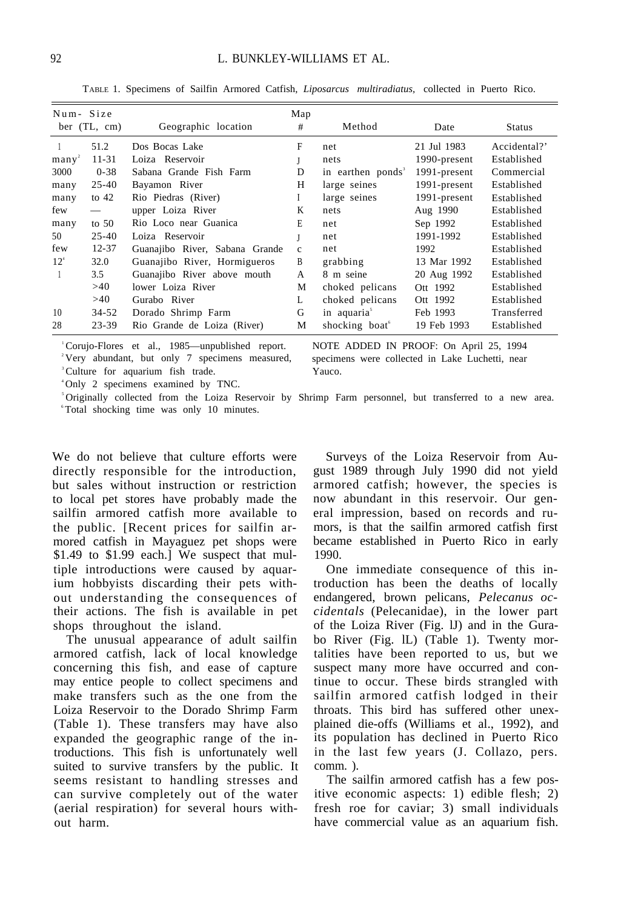TABLE 1. Specimens of Sailfin Armored Catfish, *Liposarcus multiradiatus,* collected in Puerto Rico.

| Number | Size (TL, cm) | Geographic location | Map # | Method | Date | Status |
|---|---|---|---|---|---|---|
| 1 | 51.2 | Dos Bocas Lake | F | net | 21 Jul 1983 | Accidental?[1] |
| many[2] | 11-31 | Loiza Reservoir | J | nets | 1990-present | Established |
| 3000 | 0-38 | Sabana Grande Fish Farm | D | in earthen ponds[3] | 1991-present | Commercial |
| many | 25-40 | Bayamon River | H | large seines | 1991-present | Established |
| many | to 42 | Rio Piedras (River) | I | large seines | 1991-present | Established |
| few | — | upper Loiza River | K | nets | Aug 1990 | Established |
| many | to 50 | Rio Loco near Guanica | E | net | Sep 1992 | Established |
| 50 | 25-40 | Loiza Reservoir | J | net | 1991-1992 | Established |
| few | 12-37 | Guanajibo River, Sabana Grande | C | net | 1992 | Established |
| 12[4] | 32.0 | Guanajibo River, Hormigueros | B | grabbing | 13 Mar 1992 | Established |
| 1 | 3.5 | Guanajibo River above mouth | A | 8 m seine | 20 Aug 1992 | Established |
| | >40 | lower Loiza River | M | choked pelicans | Ott 1992 | Established |
| | >40 | Gurabo River | L | choked pelicans | Ott 1992 | Established |
| 10 | 34-52 | Dorado Shrimp Farm | G | in aquaria[5] | Feb 1993 | Transferred |
| 28 | 23-39 | Rio Grande de Loiza (River) | M | shocking boat[6] | 19 Feb 1993 | Established |

[1] Corujo-Flores et al., 1985—unpublished report.
[2] Very abundant, but only 7 specimens measured,
[3] Culture for aquarium fish trade.
[4] Only 2 specimens examined by TNC.
[5] Originally collected from the Loiza Reservoir by Shrimp Farm personnel, but transferred to a new area.
[6] Total shocking time was only 10 minutes.

NOTE ADDED IN PROOF: On April 25, 1994 specimens were collected in Lake Luchetti, near Yauco.

We do not believe that culture efforts were directly responsible for the introduction, but sales without instruction or restriction to local pet stores have probably made the sailfin armored catfish more available to the public. [Recent prices for sailfin armored catfish in Mayaguez pet shops were $1.49 to $1.99 each.] We suspect that multiple introductions were caused by aquarium hobbyists discarding their pets without understanding the consequences of their actions. The fish is available in pet shops throughout the island.

The unusual appearance of adult sailfin armored catfish, lack of local knowledge concerning this fish, and ease of capture may entice people to collect specimens and make transfers such as the one from the Loiza Reservoir to the Dorado Shrimp Farm (Table 1). These transfers may have also expanded the geographic range of the introductions. This fish is unfortunately well suited to survive transfers by the public. It seems resistant to handling stresses and can survive completely out of the water (aerial respiration) for several hours without harm.

Surveys of the Loiza Reservoir from August 1989 through July 1990 did not yield armored catfish; however, the species is now abundant in this reservoir. Our general impression, based on records and rumors, is that the sailfin armored catfish first became established in Puerto Rico in early 1990.

One immediate consequence of this introduction has been the deaths of locally endangered, brown pelicans, *Pelecanus occidentals* (Pelecanidae), in the lower part of the Loiza River (Fig. lJ) and in the Gurabo River (Fig. lL) (Table 1). Twenty mortalities have been reported to us, but we suspect many more have occurred and continue to occur. These birds strangled with sailfin armored catfish lodged in their throats. This bird has suffered other unexplained die-offs (Williams et al., 1992), and its population has declined in Puerto Rico in the last few years (J. Collazo, pers. comm. ).

The sailfin armored catfish has a few positive economic aspects: 1) edible flesh; 2) fresh roe for caviar; 3) small individuals have commercial value as an aquarium fish.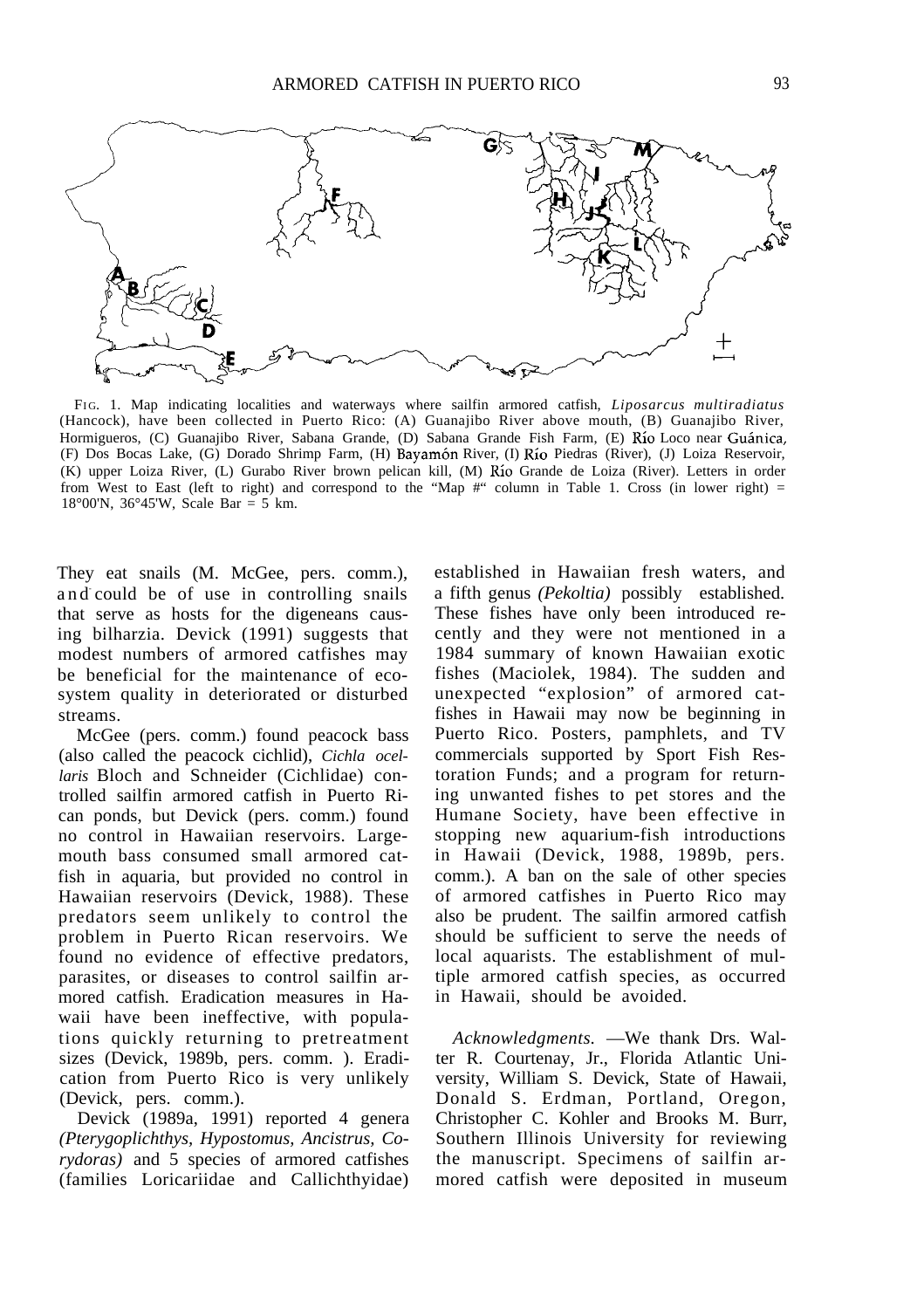FIG. 1. Map indicating localities and waterways where sailfin armored catfish, *Liposarcus multiradiatus* (Hancock), have been collected in Puerto Rico: (A) Guanajibo River above mouth, (B) Guanajibo River, Hormigueros, (C) Guanajibo River, Sabana Grande, (D) Sabana Grande Fish Farm, (E) Río Loco near Guánica, (F) Dos Bocas Lake, (G) Dorado Shrimp Farm, (H) Bayamón River, (I) Río Piedras (River), (J) Loiza Reservoir, (K) upper Loiza River, (L) Gurabo River brown pelican kill, (M) Río Grande de Loiza (River). Letters in order from West to East (left to right) and correspond to the "Map #" column in Table 1. Cross (in lower right) = 18°00'N, 36°45'W, Scale Bar = 5 km.

They eat snails (M. McGee, pers. comm.), and could be of use in controlling snails that serve as hosts for the digeneans causing bilharzia. Devick (1991) suggests that modest numbers of armored catfishes may be beneficial for the maintenance of ecosystem quality in deteriorated or disturbed streams.

McGee (pers. comm.) found peacock bass (also called the peacock cichlid), *Cichla ocellaris* Bloch and Schneider (Cichlidae) controlled sailfin armored catfish in Puerto Rican ponds, but Devick (pers. comm.) found no control in Hawaiian reservoirs. Largemouth bass consumed small armored catfish in aquaria, but provided no control in Hawaiian reservoirs (Devick, 1988). These predators seem unlikely to control the problem in Puerto Rican reservoirs. We found no evidence of effective predators, parasites, or diseases to control sailfin armored catfish. Eradication measures in Hawaii have been ineffective, with populations quickly returning to pretreatment sizes (Devick, 1989b, pers. comm. ). Eradication from Puerto Rico is very unlikely (Devick, pers. comm.).

Devick (1989a, 1991) reported 4 genera *(Pterygoplichthys, Hypostomus, Ancistrus, Corydoras)* and 5 species of armored catfishes (families Loricariidae and Callichthyidae) established in Hawaiian fresh waters, and a fifth genus *(Pekoltia)* possibly established. These fishes have only been introduced recently and they were not mentioned in a 1984 summary of known Hawaiian exotic fishes (Maciolek, 1984). The sudden and unexpected "explosion" of armored catfishes in Hawaii may now be beginning in Puerto Rico. Posters, pamphlets, and TV commercials supported by Sport Fish Restoration Funds; and a program for returning unwanted fishes to pet stores and the Humane Society, have been effective in stopping new aquarium-fish introductions in Hawaii (Devick, 1988, 1989b, pers. comm.). A ban on the sale of other species of armored catfishes in Puerto Rico may also be prudent. The sailfin armored catfish should be sufficient to serve the needs of local aquarists. The establishment of multiple armored catfish species, as occurred in Hawaii, should be avoided.

*Acknowledgments.* —We thank Drs. Walter R. Courtenay, Jr., Florida Atlantic University, William S. Devick, State of Hawaii, Donald S. Erdman, Portland, Oregon, Christopher C. Kohler and Brooks M. Burr, Southern Illinois University for reviewing the manuscript. Specimens of sailfin armored catfish were deposited in museum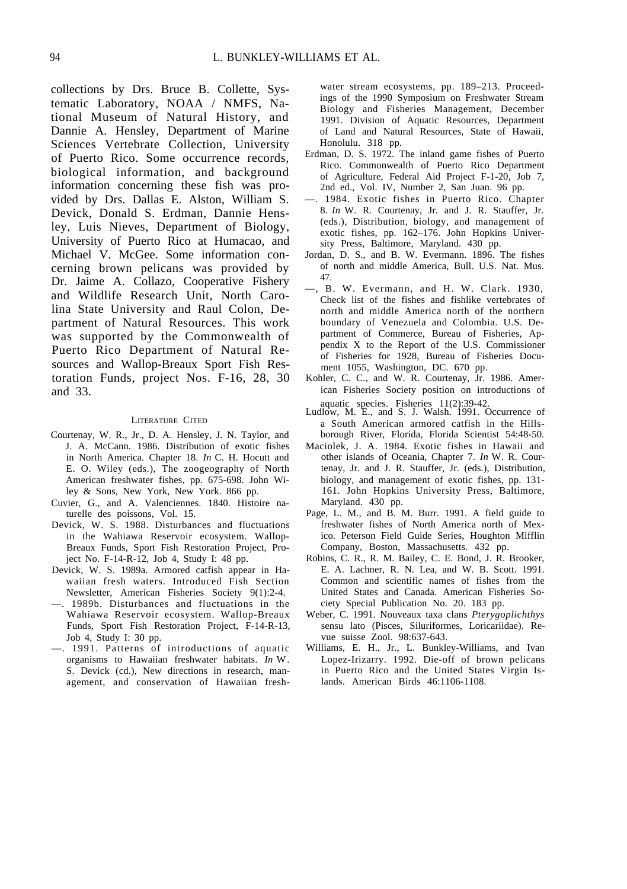collections by Drs. Bruce B. Collette, Systematic Laboratory, NOAA / NMFS, National Museum of Natural History, and Dannie A. Hensley, Department of Marine Sciences Vertebrate Collection, University of Puerto Rico. Some occurrence records, biological information, and background information concerning these fish was provided by Drs. Dallas E. Alston, William S. Devick, Donald S. Erdman, Dannie Hensley, Luis Nieves, Department of Biology, University of Puerto Rico at Humacao, and Michael V. McGee. Some information concerning brown pelicans was provided by Dr. Jaime A. Collazo, Cooperative Fishery and Wildlife Research Unit, North Carolina State University and Raul Colon, Department of Natural Resources. This work was supported by the Commonwealth of Puerto Rico Department of Natural Resources and Wallop-Breaux Sport Fish Restoration Funds, project Nos. F-16, 28, 30 and 33.

## LITERATURE CITED

Courtenay, W. R., Jr., D. A. Hensley, J. N. Taylor, and J. A. McCann. 1986. Distribution of exotic fishes in North America. Chapter 18. *In* C. H. Hocutt and E. O. Wiley (eds.), The zoogeography of North American freshwater fishes, pp. 675-698. John Wiley & Sons, New York, New York. 866 pp.

Cuvier, G., and A. Valenciennes. 1840. Histoire naturelle des poissons, Vol. 15.

Devick, W. S. 1988. Disturbances and fluctuations in the Wahiawa Reservoir ecosystem. Wallop-Breaux Funds, Sport Fish Restoration Project, Project No. F-14-R-12, Job 4, Study I: 48 pp.

Devick, W. S. 1989a. Armored catfish appear in Hawaiian fresh waters. Introduced Fish Section Newsletter, American Fisheries Society 9(1):2-4.

—. 1989b. Disturbances and fluctuations in the Wahiawa Reservoir ecosystem. Wallop-Breaux Funds, Sport Fish Restoration Project, F-14-R-13, Job 4, Study I: 30 pp.

—. 1991. Patterns of introductions of aquatic organisms to Hawaiian freshwater habitats. *In* W. S. Devick (cd.), New directions in research, management, and conservation of Hawaiian freshwater stream ecosystems, pp. 189–213. Proceedings of the 1990 Symposium on Freshwater Stream Biology and Fisheries Management, December 1991. Division of Aquatic Resources, Department of Land and Natural Resources, State of Hawaii, Honolulu. 318 pp.

Erdman, D. S. 1972. The inland game fishes of Puerto Rico. Commonwealth of Puerto Rico Department of Agriculture, Federal Aid Project F-1-20, Job 7, 2nd ed., Vol. IV, Number 2, San Juan. 96 pp.

—. 1984. Exotic fishes in Puerto Rico. Chapter 8. *In* W. R. Courtenay, Jr. and J. R. Stauffer, Jr. (eds.), Distribution, biology, and management of exotic fishes, pp. 162–176. John Hopkins University Press, Baltimore, Maryland. 430 pp.

Jordan, D. S., and B. W. Evermann. 1896. The fishes of north and middle America, Bull. U.S. Nat. Mus. 47.

—, B. W. Evermann, and H. W. Clark. 1930, Check list of the fishes and fishlike vertebrates of north and middle America north of the northern boundary of Venezuela and Colombia. U.S. Department of Commerce, Bureau of Fisheries, Appendix X to the Report of the U.S. Commissioner of Fisheries for 1928, Bureau of Fisheries Document 1055, Washington, DC. 670 pp.

Kohler, C. C., and W. R. Courtenay, Jr. 1986. American Fisheries Society position on introductions of aquatic species. Fisheries 11(2):39-42.

Ludlow, M. E., and S. J. Walsh. 1991. Occurrence of a South American armored catfish in the Hillsborough River, Florida, Florida Scientist 54:48-50.

Maciolek, J. A. 1984. Exotic fishes in Hawaii and other islands of Oceania, Chapter 7. *In* W. R. Courtenay, Jr. and J. R. Stauffer, Jr. (eds.), Distribution, biology, and management of exotic fishes, pp. 131-161. John Hopkins University Press, Baltimore, Maryland. 430 pp.

Page, L. M., and B. M. Burr. 1991. A field guide to freshwater fishes of North America north of Mexico. Peterson Field Guide Series, Houghton Mifflin Company, Boston, Massachusetts. 432 pp.

Robins, C. R., R. M. Bailey, C. E. Bond, J. R. Brooker, E. A. Lachner, R. N. Lea, and W. B. Scott. 1991. Common and scientific names of fishes from the United States and Canada. American Fisheries Society Special Publication No. 20. 183 pp.

Weber, C. 1991. Nouveaux taxa clans *Pterygoplichthys* sensu lato (Pisces, Siluriformes, Loricariidae). Revue suisse Zool. 98:637-643.

Williams, E. H., Jr., L. Bunkley-Williams, and Ivan Lopez-Irizarry. 1992. Die-off of brown pelicans in Puerto Rico and the United States Virgin Islands. American Birds 46:1106-1108.